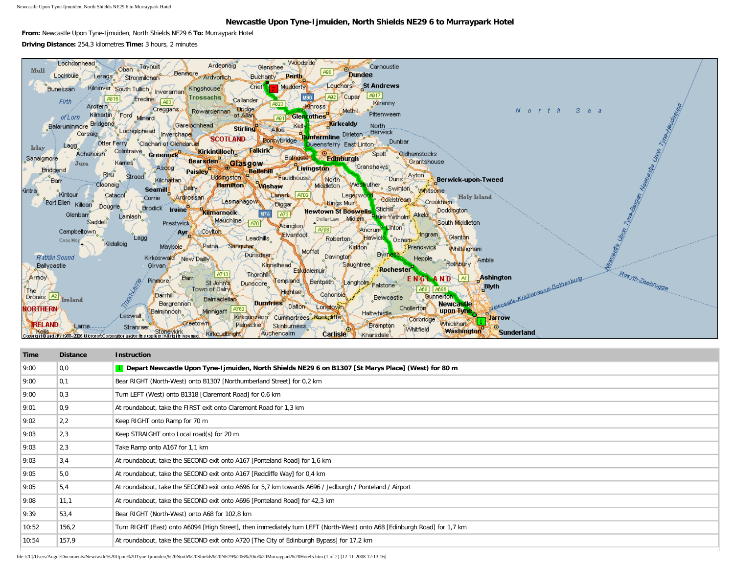# Newcastle Upon Tyne-Ijmuiden, North Shields NE29 6 to Murraypark Hotel

**From:** Newcastle Upon Tyne-Ijmuiden, North Shields NE29 6 **To:** Murraypark Hotel

**Driving Distance:** 254,3 kilometres **Time:** 3 hours, 2 minutes

| Time | Distance | Instruction |
|---|---|---|
| 9:00 | 0,0 | 1 **Depart Newcastle Upon Tyne-Ijmuiden, North Shields NE29 6 on B1307 [St Marys Place] (West) for 80 m** |
| 9:00 | 0,1 | Bear RIGHT (North-West) onto B1307 [Northumberland Street] for 0,2 km |
| 9:00 | 0,3 | Turn LEFT (West) onto B1318 [Claremont Road] for 0,6 km |
| 9:01 | 0,9 | At roundabout, take the FIRST exit onto Claremont Road for 1,3 km |
| 9:02 | 2,2 | Keep RIGHT onto Ramp for 70 m |
| 9:03 | 2,3 | Keep STRAIGHT onto Local road(s) for 20 m |
| 9:03 | 2,3 | Take Ramp onto A167 for 1,1 km |
| 9:03 | 3,4 | At roundabout, take the SECOND exit onto A167 [Ponteland Road] for 1,6 km |
| 9:05 | 5,0 | At roundabout, take the SECOND exit onto A167 [Redcliffe Way] for 0,4 km |
| 9:05 | 5,4 | At roundabout, take the SECOND exit onto A696 for 5,7 km towards A696 / Jedburgh / Ponteland / Airport |
| 9:08 | 11,1 | At roundabout, take the SECOND exit onto A696 [Ponteland Road] for 42,3 km |
| 9:39 | 53,4 | Bear RIGHT (North-West) onto A68 for 102,8 km |
| 10:52 | 156,2 | Turn RIGHT (East) onto A6094 [High Street], then immediately turn LEFT (North-West) onto A68 [Edinburgh Road] for 1,7 km |
| 10:54 | 157,9 | At roundabout, take the SECOND exit onto A720 [The City of Edinburgh Bypass] for 17,2 km |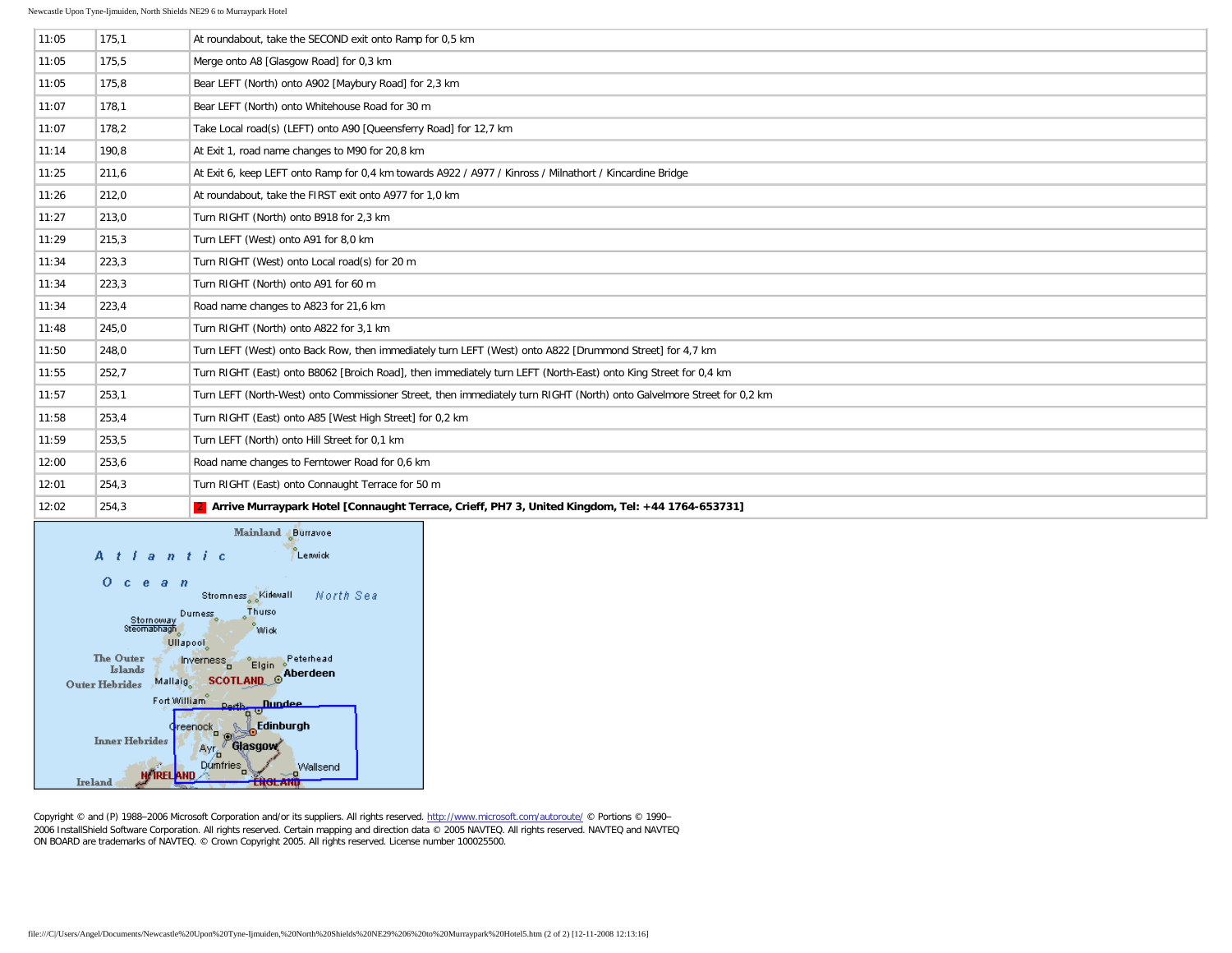| | | |
|---|---|---|
| 11:05 | 175,1 | At roundabout, take the SECOND exit onto Ramp for 0,5 km |
| 11:05 | 175,5 | Merge onto A8 [Glasgow Road] for 0,3 km |
| 11:05 | 175,8 | Bear LEFT (North) onto A902 [Maybury Road] for 2,3 km |
| 11:07 | 178,1 | Bear LEFT (North) onto Whitehouse Road for 30 m |
| 11:07 | 178,2 | Take Local road(s) (LEFT) onto A90 [Queensferry Road] for 12,7 km |
| 11:14 | 190,8 | At Exit 1, road name changes to M90 for 20,8 km |
| 11:25 | 211,6 | At Exit 6, keep LEFT onto Ramp for 0,4 km towards A922 / A977 / Kinross / Milnathort / Kincardine Bridge |
| 11:26 | 212,0 | At roundabout, take the FIRST exit onto A977 for 1,0 km |
| 11:27 | 213,0 | Turn RIGHT (North) onto B918 for 2,3 km |
| 11:29 | 215,3 | Turn LEFT (West) onto A91 for 8,0 km |
| 11:34 | 223,3 | Turn RIGHT (West) onto Local road(s) for 20 m |
| 11:34 | 223,3 | Turn RIGHT (North) onto A91 for 60 m |
| 11:34 | 223,4 | Road name changes to A823 for 21,6 km |
| 11:48 | 245,0 | Turn RIGHT (North) onto A822 for 3,1 km |
| 11:50 | 248,0 | Turn LEFT (West) onto Back Row, then immediately turn LEFT (West) onto A822 [Drummond Street] for 4,7 km |
| 11:55 | 252,7 | Turn RIGHT (East) onto B8062 [Broich Road], then immediately turn LEFT (North-East) onto King Street for 0,4 km |
| 11:57 | 253,1 | Turn LEFT (North-West) onto Commissioner Street, then immediately turn RIGHT (North) onto Galvelmore Street for 0,2 km |
| 11:58 | 253,4 | Turn RIGHT (East) onto A85 [West High Street] for 0,2 km |
| 11:59 | 253,5 | Turn LEFT (North) onto Hill Street for 0,1 km |
| 12:00 | 253,6 | Road name changes to Ferntower Road for 0,6 km |
| 12:01 | 254,3 | Turn RIGHT (East) onto Connaught Terrace for 50 m |
| 12:02 | 254,3 | 2 **Arrive Murraypark Hotel [Connaught Terrace, Crieff, PH7 3, United Kingdom, Tel: +44 1764-653731]** |

Mainland
Burravoe
Lerwick
Atlantic Ocean
Stromness
Kirkwall
North Sea
Durness
Thurso
Stornoway
Steornabhagh
Wick
Ullapool
The Outer Islands
Inverness
Elgin
Peterhead
Outer Hebrides
Mallaig
SCOTLAND
Aberdeen
Fort William
Perth
Dundee
Greenock
Edinburgh
Inner Hebrides
Ayr
Glasgow
Dumfries
Wallsend
Ireland
N. IRELAND
ENGLAND

Copyright © and (P) 1988–2006 Microsoft Corporation and/or its suppliers. All rights reserved. http://www.microsoft.com/autoroute/ © Portions © 1990–2006 InstallShield Software Corporation. All rights reserved. Certain mapping and direction data © 2005 NAVTEQ. All rights reserved. NAVTEQ and NAVTEQ ON BOARD are trademarks of NAVTEQ. © Crown Copyright 2005. All rights reserved. License number 100025500.